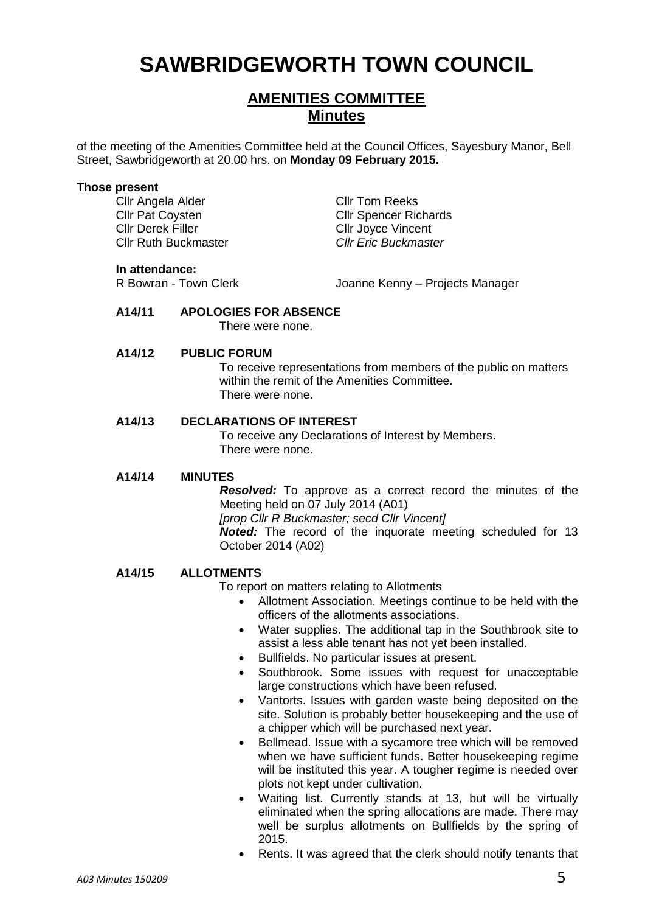# SAWBRIDGEWORTH TOWN COUNCIL

## AMENITIES COMMITTEE
## Minutes

of the meeting of the Amenities Committee held at the Council Offices, Sayesbury Manor, Bell Street, Sawbridgeworth at 20.00 hrs. on **Monday 09 February 2015.**

**Those present**

Cllr Angela Alder
Cllr Pat Coysten
Cllr Derek Filler
Cllr Ruth Buckmaster
Cllr Tom Reeks
Cllr Spencer Richards
Cllr Joyce Vincent
*Cllr Eric Buckmaster*

**In attendance:**

R Bowran - Town Clerk
Joanne Kenny – Projects Manager

**A14/11 APOLOGIES FOR ABSENCE**

There were none.

**A14/12 PUBLIC FORUM**

To receive representations from members of the public on matters within the remit of the Amenities Committee.
There were none.

**A14/13 DECLARATIONS OF INTEREST**

To receive any Declarations of Interest by Members.
There were none.

**A14/14 MINUTES**

***Resolved:*** To approve as a correct record the minutes of the Meeting held on 07 July 2014 (A01)
*[prop Cllr R Buckmaster; secd Cllr Vincent]*
***Noted:*** The record of the inquorate meeting scheduled for 13 October 2014 (A02)

**A14/15 ALLOTMENTS**

To report on matters relating to Allotments

- Allotment Association. Meetings continue to be held with the officers of the allotments associations.
- Water supplies. The additional tap in the Southbrook site to assist a less able tenant has not yet been installed.
- Bullfields. No particular issues at present.
- Southbrook. Some issues with request for unacceptable large constructions which have been refused.
- Vantorts. Issues with garden waste being deposited on the site. Solution is probably better housekeeping and the use of a chipper which will be purchased next year.
- Bellmead. Issue with a sycamore tree which will be removed when we have sufficient funds. Better housekeeping regime will be instituted this year. A tougher regime is needed over plots not kept under cultivation.
- Waiting list. Currently stands at 13, but will be virtually eliminated when the spring allocations are made. There may well be surplus allotments on Bullfields by the spring of 2015.
- Rents. It was agreed that the clerk should notify tenants that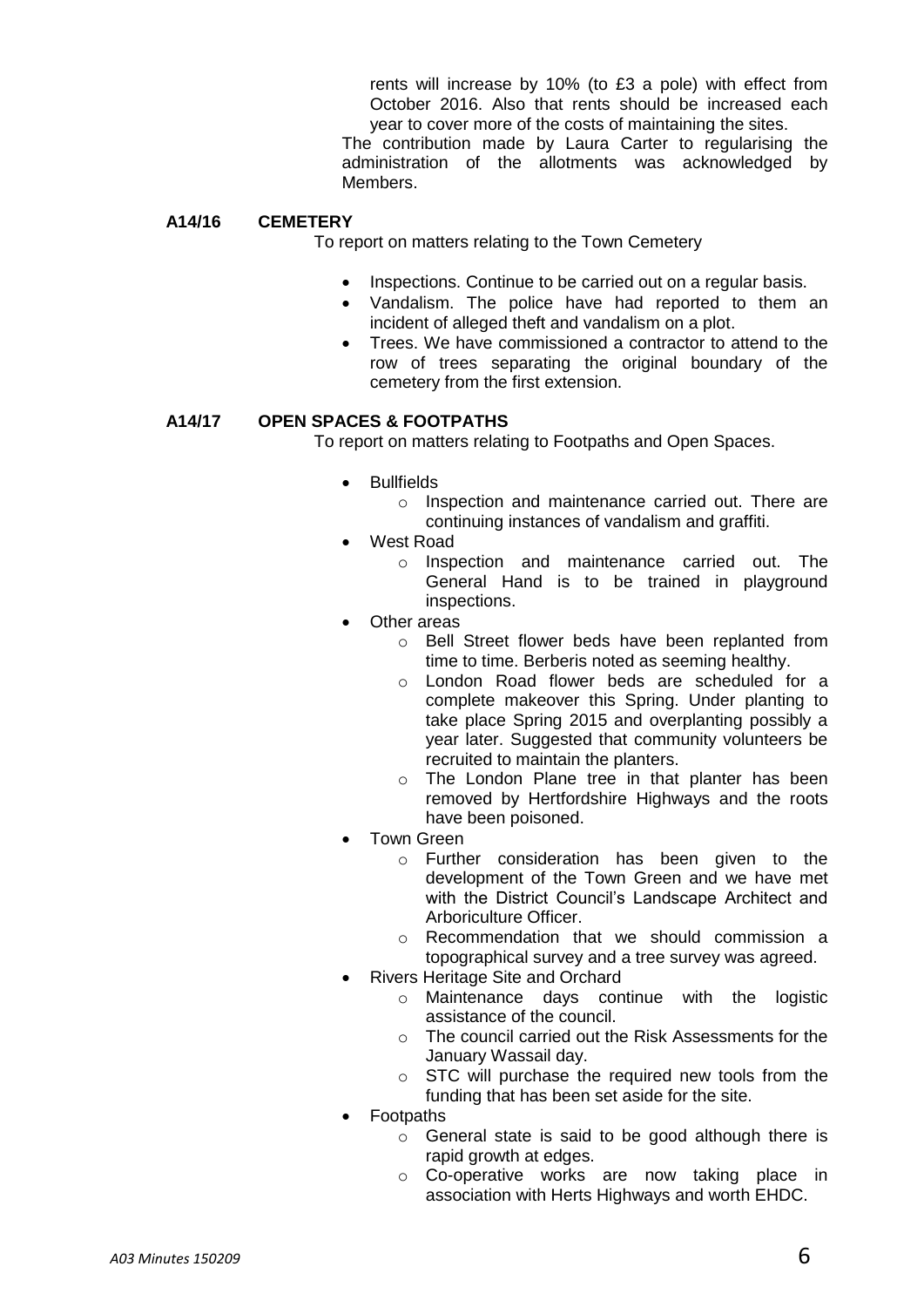rents will increase by 10% (to £3 a pole) with effect from October 2016. Also that rents should be increased each year to cover more of the costs of maintaining the sites.

The contribution made by Laura Carter to regularising the administration of the allotments was acknowledged by Members.

**A14/16 CEMETERY**

To report on matters relating to the Town Cemetery

- Inspections. Continue to be carried out on a regular basis.
- Vandalism. The police have had reported to them an incident of alleged theft and vandalism on a plot.
- Trees. We have commissioned a contractor to attend to the row of trees separating the original boundary of the cemetery from the first extension.

**A14/17 OPEN SPACES & FOOTPATHS**

To report on matters relating to Footpaths and Open Spaces.

- Bullfields
  - Inspection and maintenance carried out. There are continuing instances of vandalism and graffiti.
- West Road
  - Inspection and maintenance carried out. The General Hand is to be trained in playground inspections.
- Other areas
  - Bell Street flower beds have been replanted from time to time. Berberis noted as seeming healthy.
  - London Road flower beds are scheduled for a complete makeover this Spring. Under planting to take place Spring 2015 and overplanting possibly a year later. Suggested that community volunteers be recruited to maintain the planters.
  - The London Plane tree in that planter has been removed by Hertfordshire Highways and the roots have been poisoned.
- Town Green
  - Further consideration has been given to the development of the Town Green and we have met with the District Council's Landscape Architect and Arboriculture Officer.
  - Recommendation that we should commission a topographical survey and a tree survey was agreed.
- Rivers Heritage Site and Orchard
  - Maintenance days continue with the logistic assistance of the council.
  - The council carried out the Risk Assessments for the January Wassail day.
  - STC will purchase the required new tools from the funding that has been set aside for the site.
- Footpaths
  - General state is said to be good although there is rapid growth at edges.
  - Co-operative works are now taking place in association with Herts Highways and worth EHDC.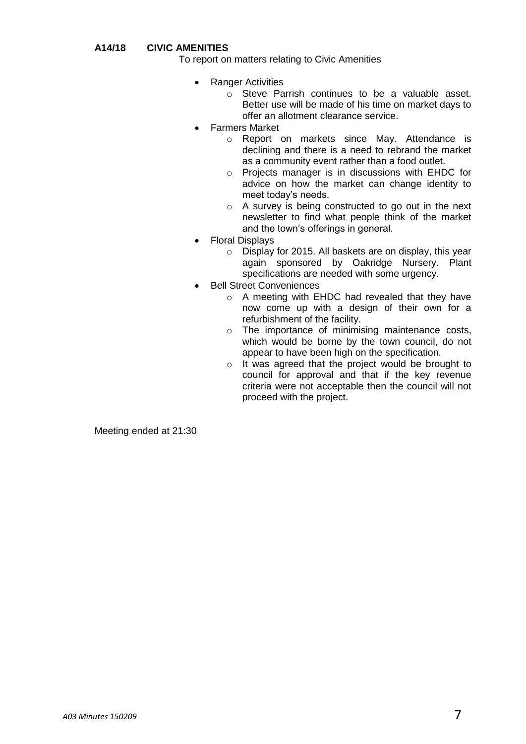**A14/18 CIVIC AMENITIES**

To report on matters relating to Civic Amenities

- Ranger Activities
  - Steve Parrish continues to be a valuable asset. Better use will be made of his time on market days to offer an allotment clearance service.
- Farmers Market
  - Report on markets since May. Attendance is declining and there is a need to rebrand the market as a community event rather than a food outlet.
  - Projects manager is in discussions with EHDC for advice on how the market can change identity to meet today's needs.
  - A survey is being constructed to go out in the next newsletter to find what people think of the market and the town's offerings in general.
- Floral Displays
  - Display for 2015. All baskets are on display, this year again sponsored by Oakridge Nursery. Plant specifications are needed with some urgency.
- Bell Street Conveniences
  - A meeting with EHDC had revealed that they have now come up with a design of their own for a refurbishment of the facility.
  - The importance of minimising maintenance costs, which would be borne by the town council, do not appear to have been high on the specification.
  - It was agreed that the project would be brought to council for approval and that if the key revenue criteria were not acceptable then the council will not proceed with the project.

Meeting ended at 21:30